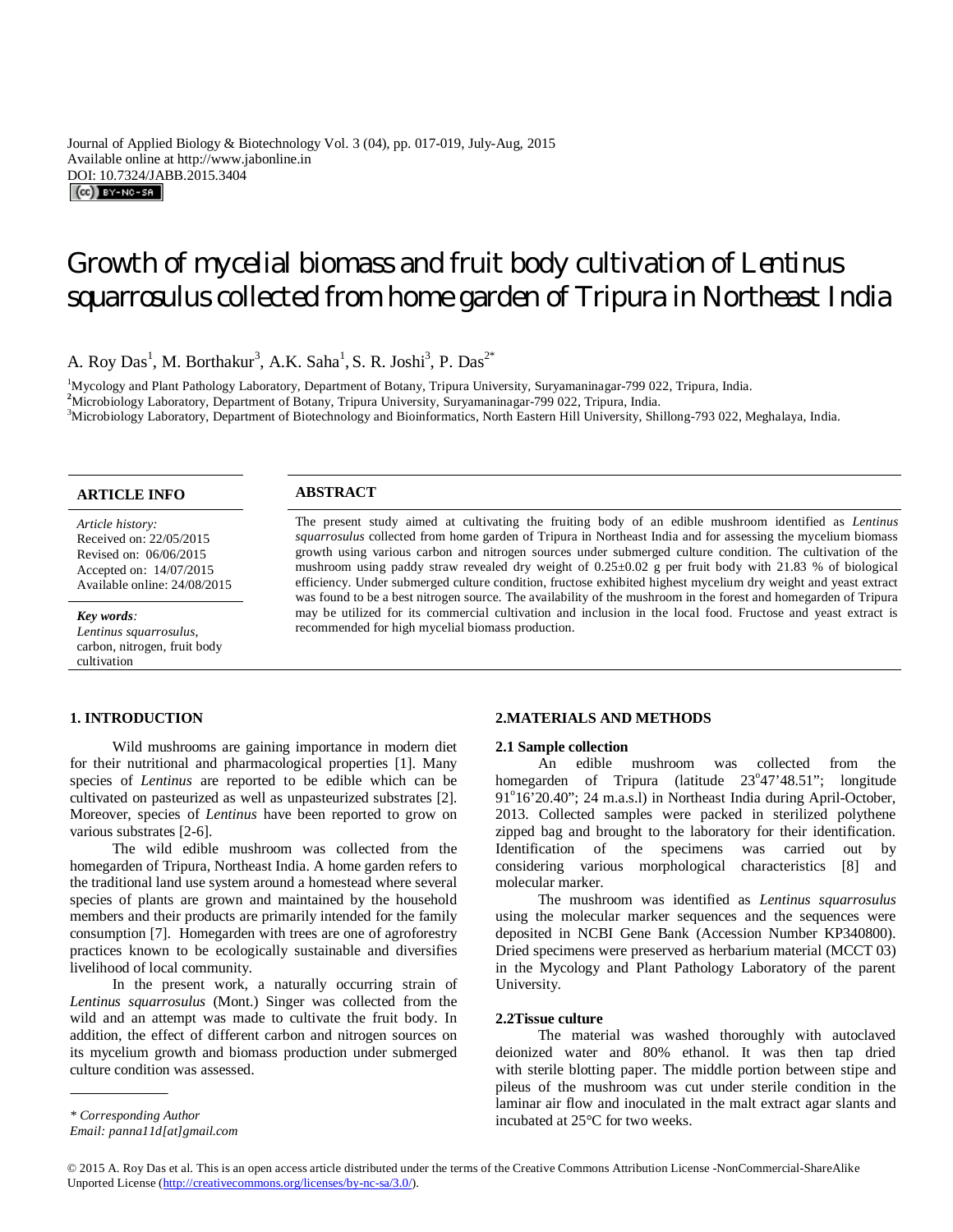Journal of Applied Biology & Biotechnology Vol. 3 (04), pp. 017-019, July-Aug, 2015
Available online at http://www.jabonline.in
DOI: 10.7324/JABB.2015.3404

# Growth of mycelial biomass and fruit body cultivation of Lentinus squarrosulus collected from home garden of Tripura in Northeast India

A. Roy Das[1], M. Borthakur[3], A.K. Saha[1], S. R. Joshi[3], P. Das[2*]

[1]Mycology and Plant Pathology Laboratory, Department of Botany, Tripura University, Suryamaninagar-799 022, Tripura, India.
[2]Microbiology Laboratory, Department of Botany, Tripura University, Suryamaninagar-799 022, Tripura, India.
[3]Microbiology Laboratory, Department of Biotechnology and Bioinformatics, North Eastern Hill University, Shillong-793 022, Meghalaya, India.

**ARTICLE INFO**

*Article history:*
Received on: 22/05/2015
Revised on: 06/06/2015
Accepted on: 14/07/2015
Available online: 24/08/2015

***Key words:***
*Lentinus squarrosulus*, carbon, nitrogen, fruit body cultivation

**ABSTRACT**

The present study aimed at cultivating the fruiting body of an edible mushroom identified as *Lentinus squarrosulus* collected from home garden of Tripura in Northeast India and for assessing the mycelium biomass growth using various carbon and nitrogen sources under submerged culture condition. The cultivation of the mushroom using paddy straw revealed dry weight of 0.25±0.02 g per fruit body with 21.83 % of biological efficiency. Under submerged culture condition, fructose exhibited highest mycelium dry weight and yeast extract was found to be a best nitrogen source. The availability of the mushroom in the forest and homegarden of Tripura may be utilized for its commercial cultivation and inclusion in the local food. Fructose and yeast extract is recommended for high mycelial biomass production.

## 1. INTRODUCTION

Wild mushrooms are gaining importance in modern diet for their nutritional and pharmacological properties [1]. Many species of *Lentinus* are reported to be edible which can be cultivated on pasteurized as well as unpasteurized substrates [2]. Moreover, species of *Lentinus* have been reported to grow on various substrates [2-6].

The wild edible mushroom was collected from the homegarden of Tripura, Northeast India. A home garden refers to the traditional land use system around a homestead where several species of plants are grown and maintained by the household members and their products are primarily intended for the family consumption [7]. Homegarden with trees are one of agroforestry practices known to be ecologically sustainable and diversifies livelihood of local community.

In the present work, a naturally occurring strain of *Lentinus squarrosulus* (Mont.) Singer was collected from the wild and an attempt was made to cultivate the fruit body. In addition, the effect of different carbon and nitrogen sources on its mycelium growth and biomass production under submerged culture condition was assessed.

*\* Corresponding Author*
*Email: panna11d[at]gmail.com*

## 2. MATERIALS AND METHODS

### 2.1 Sample collection

An edible mushroom was collected from the homegarden of Tripura (latitude 23°47'48.51"; longitude 91°16'20.40"; 24 m.a.s.l) in Northeast India during April-October, 2013. Collected samples were packed in sterilized polythene zipped bag and brought to the laboratory for their identification. Identification of the specimens was carried out by considering various morphological characteristics [8] and molecular marker.

The mushroom was identified as *Lentinus squarrosulus* using the molecular marker sequences and the sequences were deposited in NCBI Gene Bank (Accession Number KP340800). Dried specimens were preserved as herbarium material (MCCT 03) in the Mycology and Plant Pathology Laboratory of the parent University.

### 2.2 Tissue culture

The material was washed thoroughly with autoclaved deionized water and 80% ethanol. It was then tap dried with sterile blotting paper. The middle portion between stipe and pileus of the mushroom was cut under sterile condition in the laminar air flow and inoculated in the malt extract agar slants and incubated at 25°C for two weeks.

© 2015 A. Roy Das et al. This is an open access article distributed under the terms of the Creative Commons Attribution License -NonCommercial-ShareAlike Unported License (http://creativecommons.org/licenses/by-nc-sa/3.0/).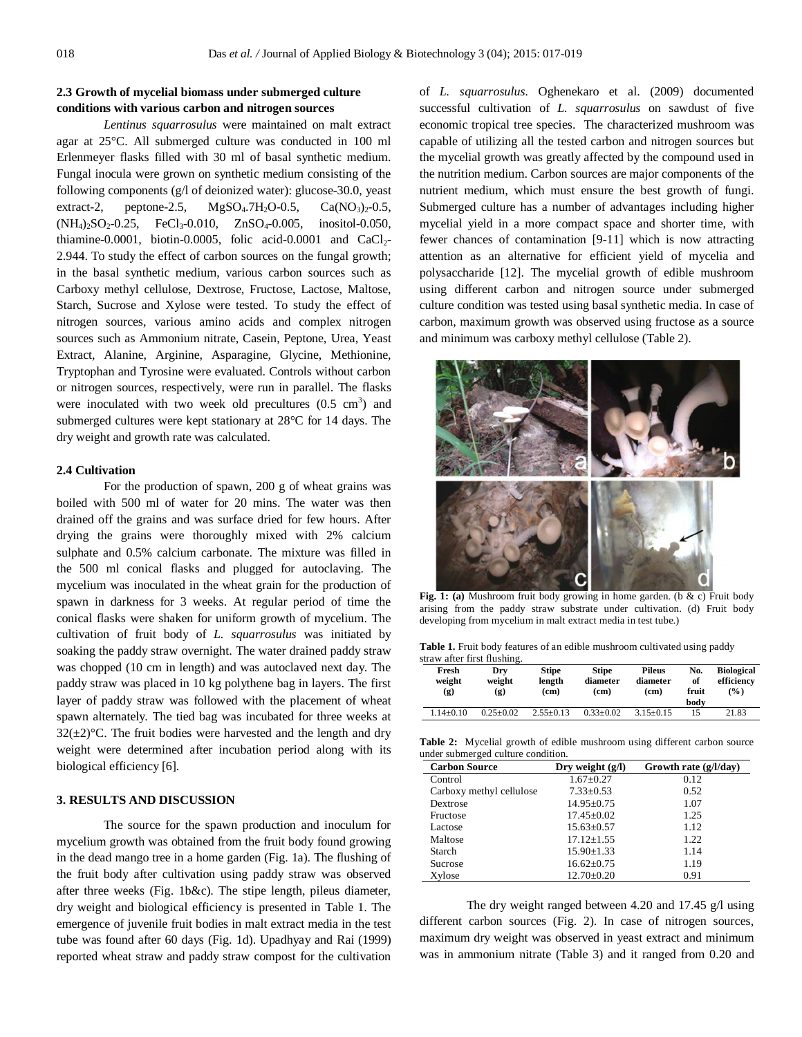### 2.3 Growth of mycelial biomass under submerged culture conditions with various carbon and nitrogen sources

*Lentinus squarrosulus* were maintained on malt extract agar at 25°C. All submerged culture was conducted in 100 ml Erlenmeyer flasks filled with 30 ml of basal synthetic medium. Fungal inocula were grown on synthetic medium consisting of the following components (g/l of deionized water): glucose-30.0, yeast extract-2, peptone-2.5, $MgSO_4.7H_2O$-0.5, $Ca(NO_3)_2$-0.5, $(NH_4)_2SO_2$-0.25, $FeCl_3$-0.010, $ZnSO_4$-0.005, inositol-0.050, thiamine-0.0001, biotin-0.0005, folic acid-0.0001 and $CaCl_2$-2.944. To study the effect of carbon sources on the fungal growth; in the basal synthetic medium, various carbon sources such as Carboxy methyl cellulose, Dextrose, Fructose, Lactose, Maltose, Starch, Sucrose and Xylose were tested. To study the effect of nitrogen sources, various amino acids and complex nitrogen sources such as Ammonium nitrate, Casein, Peptone, Urea, Yeast Extract, Alanine, Arginine, Asparagine, Glycine, Methionine, Tryptophan and Tyrosine were evaluated. Controls without carbon or nitrogen sources, respectively, were run in parallel. The flasks were inoculated with two week old precultures (0.5 $cm^3$) and submerged cultures were kept stationary at 28°C for 14 days. The dry weight and growth rate was calculated.

### 2.4 Cultivation

For the production of spawn, 200 g of wheat grains was boiled with 500 ml of water for 20 mins. The water was then drained off the grains and was surface dried for few hours. After drying the grains were thoroughly mixed with 2% calcium sulphate and 0.5% calcium carbonate. The mixture was filled in the 500 ml conical flasks and plugged for autoclaving. The mycelium was inoculated in the wheat grain for the production of spawn in darkness for 3 weeks. At regular period of time the conical flasks were shaken for uniform growth of mycelium. The cultivation of fruit body of *L. squarrosulus* was initiated by soaking the paddy straw overnight. The water drained paddy straw was chopped (10 cm in length) and was autoclaved next day. The paddy straw was placed in 10 kg polythene bag in layers. The first layer of paddy straw was followed with the placement of wheat spawn alternately. The tied bag was incubated for three weeks at 32(±2)°C. The fruit bodies were harvested and the length and dry weight were determined after incubation period along with its biological efficiency [6].

## 3. RESULTS AND DISCUSSION

The source for the spawn production and inoculum for mycelium growth was obtained from the fruit body found growing in the dead mango tree in a home garden (Fig. 1a). The flushing of the fruit body after cultivation using paddy straw was observed after three weeks (Fig. 1b&c). The stipe length, pileus diameter, dry weight and biological efficiency is presented in Table 1. The emergence of juvenile fruit bodies in malt extract media in the test tube was found after 60 days (Fig. 1d). Upadhyay and Rai (1999) reported wheat straw and paddy straw compost for the cultivation of *L. squarrosulus*. Oghenekaro et al. (2009) documented successful cultivation of *L. squarrosulus* on sawdust of five economic tropical tree species. The characterized mushroom was capable of utilizing all the tested carbon and nitrogen sources but the mycelial growth was greatly affected by the compound used in the nutrition medium. Carbon sources are major components of the nutrient medium, which must ensure the best growth of fungi. Submerged culture has a number of advantages including higher mycelial yield in a more compact space and shorter time, with fewer chances of contamination [9-11] which is now attracting attention as an alternative for efficient yield of mycelia and polysaccharide [12]. The mycelial growth of edible mushroom using different carbon and nitrogen source under submerged culture condition was tested using basal synthetic media. In case of carbon, maximum growth was observed using fructose as a source and minimum was carboxy methyl cellulose (Table 2).

**Fig. 1: (a)** Mushroom fruit body growing in home garden. (b & c) Fruit body arising from the paddy straw substrate under cultivation. (d) Fruit body developing from mycelium in malt extract media in test tube.)

**Table 1.** Fruit body features of an edible mushroom cultivated using paddy straw after first flushing.

| Fresh weight (g) | Dry weight (g) | Stipe length (cm) | Stipe diameter (cm) | Pileus diameter (cm) | No. of fruit body | Biological efficiency (%) |
|---|---|---|---|---|---|---|
| 1.14±0.10 | 0.25±0.02 | 2.55±0.13 | 0.33±0.02 | 3.15±0.15 | 15 | 21.83 |

**Table 2:** Mycelial growth of edible mushroom using different carbon source under submerged culture condition.

| Carbon Source | Dry weight (g/l) | Growth rate (g/l/day) |
|---|---|---|
| Control | 1.67±0.27 | 0.12 |
| Carboxy methyl cellulose | 7.33±0.53 | 0.52 |
| Dextrose | 14.95±0.75 | 1.07 |
| Fructose | 17.45±0.02 | 1.25 |
| Lactose | 15.63±0.57 | 1.12 |
| Maltose | 17.12±1.55 | 1.22 |
| Starch | 15.90±1.33 | 1.14 |
| Sucrose | 16.62±0.75 | 1.19 |
| Xylose | 12.70±0.20 | 0.91 |

The dry weight ranged between 4.20 and 17.45 g/l using different carbon sources (Fig. 2). In case of nitrogen sources, maximum dry weight was observed in yeast extract and minimum was in ammonium nitrate (Table 3) and it ranged from 0.20 and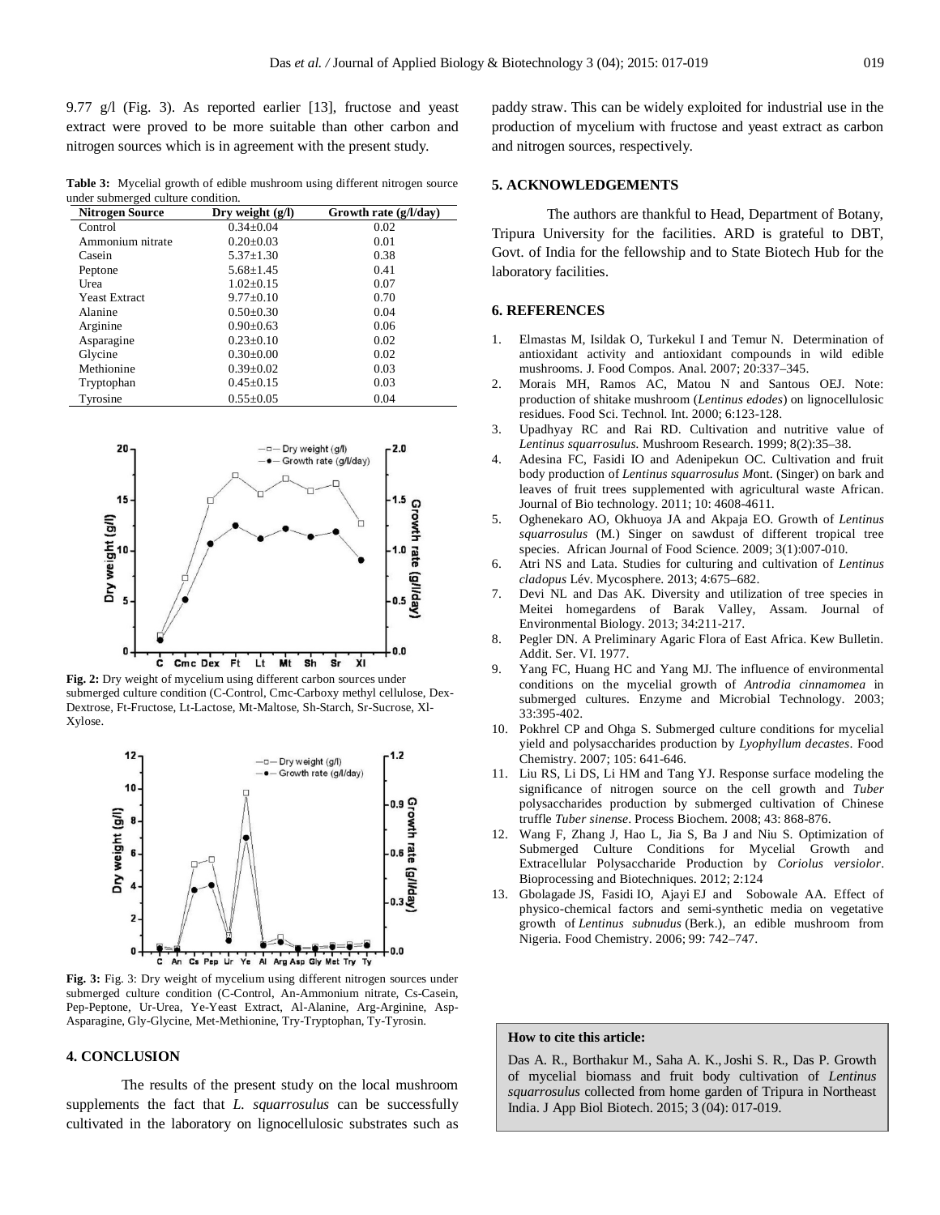9.77 g/l (Fig. 3). As reported earlier [13], fructose and yeast extract were proved to be more suitable than other carbon and nitrogen sources which is in agreement with the present study.

**Table 3:** Mycelial growth of edible mushroom using different nitrogen source under submerged culture condition.

| Nitrogen Source | Dry weight (g/l) | Growth rate (g/l/day) |
|---|---|---|
| Control | 0.34±0.04 | 0.02 |
| Ammonium nitrate | 0.20±0.03 | 0.01 |
| Casein | 5.37±1.30 | 0.38 |
| Peptone | 5.68±1.45 | 0.41 |
| Urea | 1.02±0.15 | 0.07 |
| Yeast Extract | 9.77±0.10 | 0.70 |
| Alanine | 0.50±0.30 | 0.04 |
| Arginine | 0.90±0.63 | 0.06 |
| Asparagine | 0.23±0.10 | 0.02 |
| Glycine | 0.30±0.00 | 0.02 |
| Methionine | 0.39±0.02 | 0.03 |
| Tryptophan | 0.45±0.15 | 0.03 |
| Tyrosine | 0.55±0.05 | 0.04 |

Dry weight (g/l)
Growth rate (g/l/day)
C Cmc Dex Ft Lt Mt Sh Sr Xl

**Fig. 2:** Dry weight of mycelium using different carbon sources under submerged culture condition (C-Control, Cmc-Carboxy methyl cellulose, Dex-Dextrose, Ft-Fructose, Lt-Lactose, Mt-Maltose, Sh-Starch, Sr-Sucrose, Xl-Xylose.

Dry weight (g/l)
Growth rate (g/l/day)
C An Cs Pep Ur Ye Al Arg Asp Gly Met Try Ty

**Fig. 3:** Fig. 3: Dry weight of mycelium using different nitrogen sources under submerged culture condition (C-Control, An-Ammonium nitrate, Cs-Casein, Pep-Peptone, Ur-Urea, Ye-Yeast Extract, Al-Alanine, Arg-Arginine, Asp-Asparagine, Gly-Glycine, Met-Methionine, Try-Tryptophan, Ty-Tyrosin.

## 4. CONCLUSION

The results of the present study on the local mushroom supplements the fact that *L. squarrosulus* can be successfully cultivated in the laboratory on lignocellulosic substrates such as paddy straw. This can be widely exploited for industrial use in the production of mycelium with fructose and yeast extract as carbon and nitrogen sources, respectively.

## 5. ACKNOWLEDGEMENTS

The authors are thankful to Head, Department of Botany, Tripura University for the facilities. ARD is grateful to DBT, Govt. of India for the fellowship and to State Biotech Hub for the laboratory facilities.

## 6. REFERENCES

1. Elmastas M, Isildak O, Turkekul I and Temur N. Determination of antioxidant activity and antioxidant compounds in wild edible mushrooms. J. Food Compos. Anal. 2007; 20:337–345.
2. Morais MH, Ramos AC, Matou N and Santous OEJ. Note: production of shitake mushroom (*Lentinus edodes*) on lignocellulosic residues. Food Sci. Technol. Int. 2000; 6:123-128.
3. Upadhyay RC and Rai RD. Cultivation and nutritive value of *Lentinus squarrosulus.* Mushroom Research. 1999; 8(2):35–38.
4. Adesina FC, Fasidi IO and Adenipekun OC. Cultivation and fruit body production of *Lentinus squarrosulus Mo*nt. (Singer) on bark and leaves of fruit trees supplemented with agricultural waste African. Journal of Bio technology. 2011; 10: 4608-4611.
5. Oghenekaro AO, Okhuoya JA and Akpaja EO. Growth of *Lentinus squarrosulus* (M.) Singer on sawdust of different tropical tree species. African Journal of Food Science. 2009; 3(1):007-010.
6. Atri NS and Lata. Studies for culturing and cultivation of *Lentinus cladopus* Lév. Mycosphere. 2013; 4:675–682.
7. Devi NL and Das AK. Diversity and utilization of tree species in Meitei homegardens of Barak Valley, Assam. Journal of Environmental Biology. 2013; 34:211-217.
8. Pegler DN. A Preliminary Agaric Flora of East Africa. Kew Bulletin. Addit. Ser. VI. 1977.
9. Yang FC, Huang HC and Yang MJ. The influence of environmental conditions on the mycelial growth of *Antrodia cinnamomea* in submerged cultures. Enzyme and Microbial Technology. 2003; 33:395-402.
10. Pokhrel CP and Ohga S. Submerged culture conditions for mycelial yield and polysaccharides production by *Lyophyllum decastes*. Food Chemistry. 2007; 105: 641-646.
11. Liu RS, Li DS, Li HM and Tang YJ. Response surface modeling the significance of nitrogen source on the cell growth and *Tuber* polysaccharides production by submerged cultivation of Chinese truffle *Tuber sinense*. Process Biochem. 2008; 43: 868-876.
12. Wang F, Zhang J, Hao L, Jia S, Ba J and Niu S. Optimization of Submerged Culture Conditions for Mycelial Growth and Extracellular Polysaccharide Production by *Coriolus versiolor*. Bioprocessing and Biotechniques. 2012; 2:124
13. Gbolagade JS, Fasidi IO, Ajayi EJ and Sobowale AA. Effect of physico-chemical factors and semi-synthetic media on vegetative growth of *Lentinus subnudus* (Berk.), an edible mushroom from Nigeria. Food Chemistry. 2006; 99: 742–747.

**How to cite this article:**

Das A. R., Borthakur M., Saha A. K., Joshi S. R., Das P. Growth of mycelial biomass and fruit body cultivation of *Lentinus squarrosulus* collected from home garden of Tripura in Northeast India. J App Biol Biotech. 2015; 3 (04): 017-019.